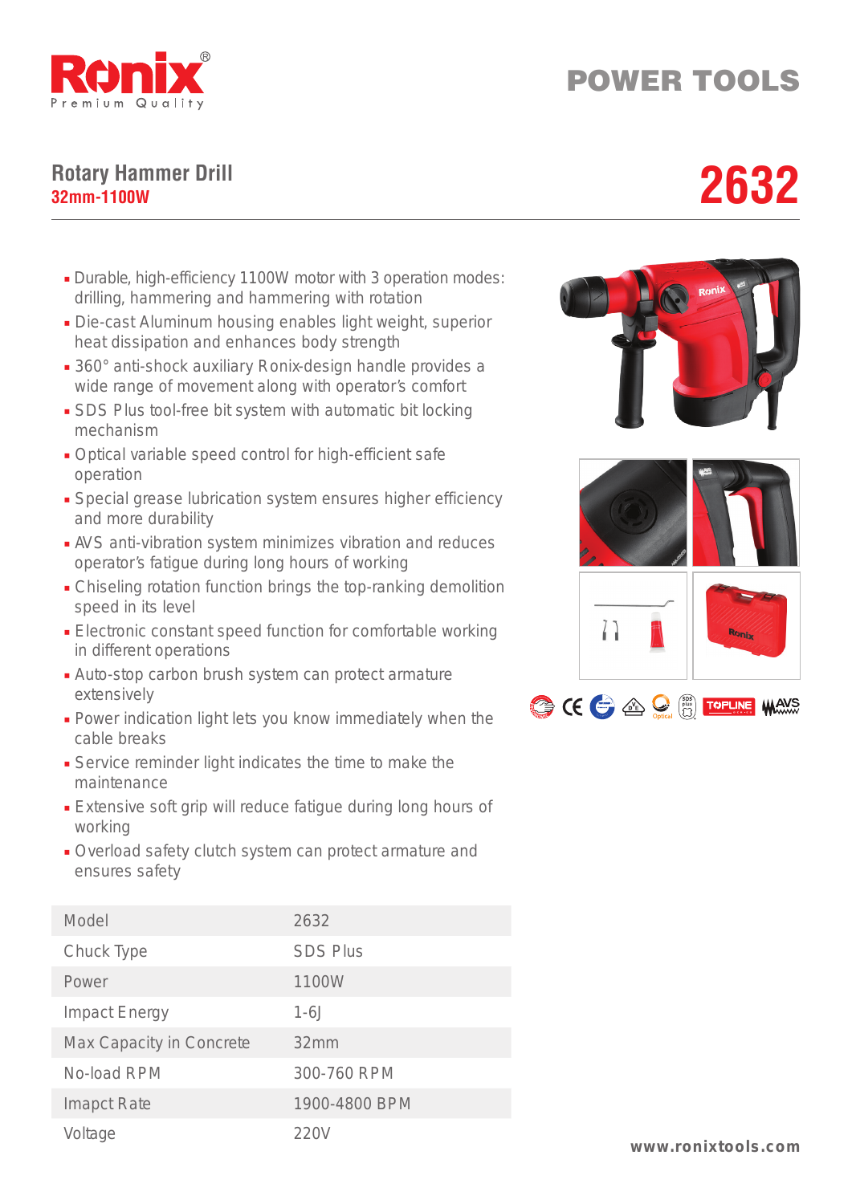Ronix
Premium Quality

# POWER TOOLS

## Rotary Hammer Drill
**32mm-1100W**

# 2632

- Durable, high-efficiency 1100W motor with 3 operation modes: drilling, hammering and hammering with rotation
- Die-cast Aluminum housing enables light weight, superior heat dissipation and enhances body strength
- 360° anti-shock auxiliary Ronix-design handle provides a wide range of movement along with operator's comfort
- SDS Plus tool-free bit system with automatic bit locking mechanism
- Optical variable speed control for high-efficient safe operation
- Special grease lubrication system ensures higher efficiency and more durability
- AVS anti-vibration system minimizes vibration and reduces operator's fatigue during long hours of working
- Chiseling rotation function brings the top-ranking demolition speed in its level
- Electronic constant speed function for comfortable working in different operations
- Auto-stop carbon brush system can protect armature extensively
- Power indication light lets you know immediately when the cable breaks
- Service reminder light indicates the time to make the maintenance
- Extensive soft grip will reduce fatigue during long hours of working
- Overload safety clutch system can protect armature and ensures safety

| Model | 2632 |
|---|---|
| Chuck Type | SDS Plus |
| Power | 1100W |
| Impact Energy | 1-6J |
| Max Capacity in Concrete | 32mm |
| No-load RPM | 300-760 RPM |
| Imapct Rate | 1900-4800 BPM |
| Voltage | 220V |

www.ronixtools.com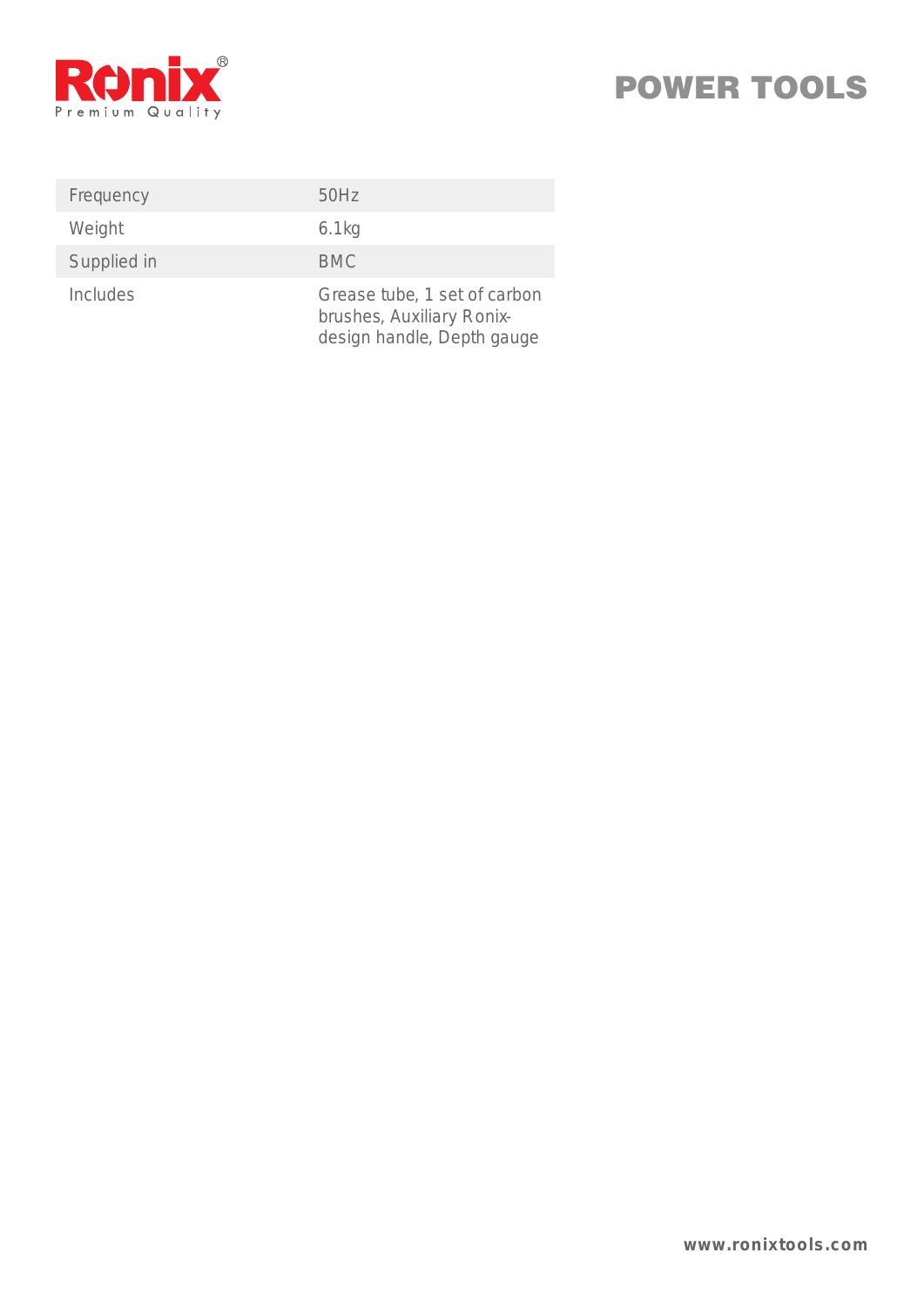| | |
|---|---|
| Frequency | 50Hz |
| Weight | 6.1kg |
| Supplied in | BMC |
| Includes | Grease tube, 1 set of carbon brushes, Auxiliary Ronix-design handle, Depth gauge |